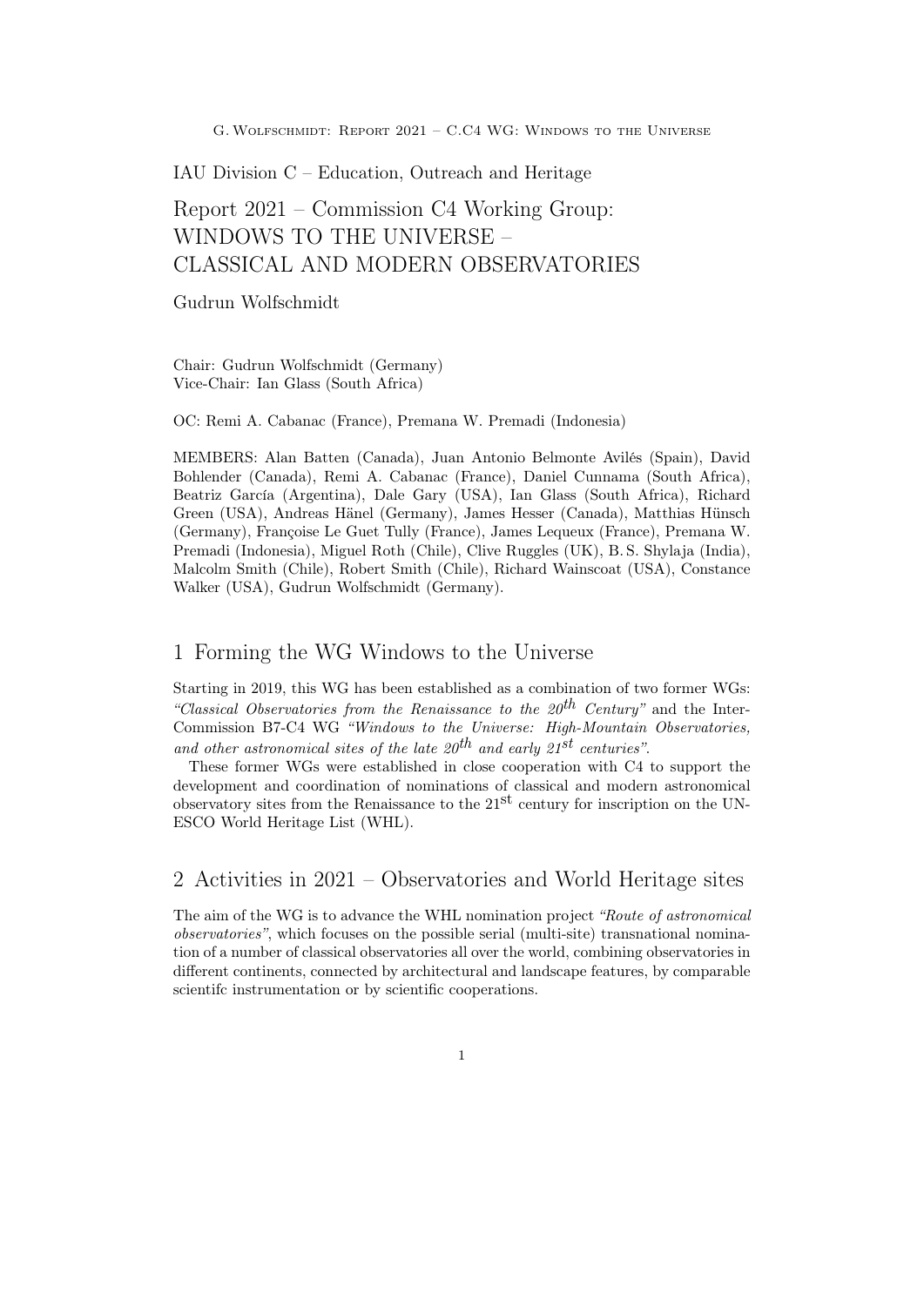IAU Division C – Education, Outreach and Heritage

# Report 2021 – Commission C4 Working Group: WINDOWS TO THE UNIVERSE – CLASSICAL AND MODERN OBSERVATORIES

Gudrun Wolfschmidt

Chair: Gudrun Wolfschmidt (Germany)
Vice-Chair: Ian Glass (South Africa)

OC: Remi A. Cabanac (France), Premana W. Premadi (Indonesia)

MEMBERS: Alan Batten (Canada), Juan Antonio Belmonte Avilés (Spain), David Bohlender (Canada), Remi A. Cabanac (France), Daniel Cunnama (South Africa), Beatriz García (Argentina), Dale Gary (USA), Ian Glass (South Africa), Richard Green (USA), Andreas Hänel (Germany), James Hesser (Canada), Matthias Hünsch (Germany), Françoise Le Guet Tully (France), James Lequeux (France), Premana W. Premadi (Indonesia), Miguel Roth (Chile), Clive Ruggles (UK), B. S. Shylaja (India), Malcolm Smith (Chile), Robert Smith (Chile), Richard Wainscoat (USA), Constance Walker (USA), Gudrun Wolfschmidt (Germany).

## 1 Forming the WG Windows to the Universe

Starting in 2019, this WG has been established as a combination of two former WGs: *"Classical Observatories from the Renaissance to the 20th Century"* and the Inter-Commission B7-C4 WG *"Windows to the Universe: High-Mountain Observatories, and other astronomical sites of the late 20th and early 21st centuries"*.

These former WGs were established in close cooperation with C4 to support the development and coordination of nominations of classical and modern astronomical observatory sites from the Renaissance to the 21st century for inscription on the UNESCO World Heritage List (WHL).

## 2 Activities in 2021 – Observatories and World Heritage sites

The aim of the WG is to advance the WHL nomination project *"Route of astronomical observatories"*, which focuses on the possible serial (multi-site) transnational nomination of a number of classical observatories all over the world, combining observatories in different continents, connected by architectural and landscape features, by comparable scientifc instrumentation or by scientific cooperations.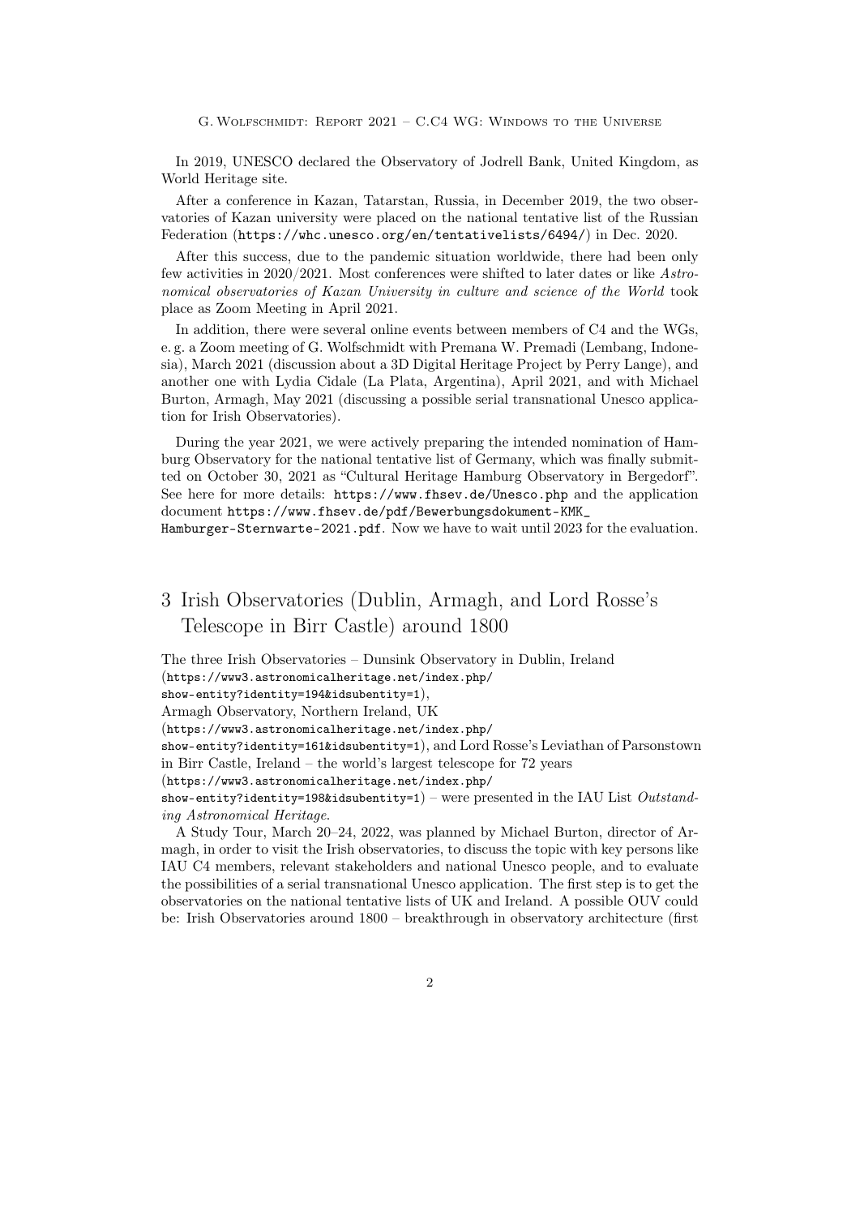In 2019, UNESCO declared the Observatory of Jodrell Bank, United Kingdom, as World Heritage site.

After a conference in Kazan, Tatarstan, Russia, in December 2019, the two observatories of Kazan university were placed on the national tentative list of the Russian Federation (https://whc.unesco.org/en/tentativelists/6494/) in Dec. 2020.

After this success, due to the pandemic situation worldwide, there had been only few activities in 2020/2021. Most conferences were shifted to later dates or like *Astronomical observatories of Kazan University in culture and science of the World* took place as Zoom Meeting in April 2021.

In addition, there were several online events between members of C4 and the WGs, e. g. a Zoom meeting of G. Wolfschmidt with Premana W. Premadi (Lembang, Indonesia), March 2021 (discussion about a 3D Digital Heritage Project by Perry Lange), and another one with Lydia Cidale (La Plata, Argentina), April 2021, and with Michael Burton, Armagh, May 2021 (discussing a possible serial transnational Unesco application for Irish Observatories).

During the year 2021, we were actively preparing the intended nomination of Hamburg Observatory for the national tentative list of Germany, which was finally submitted on October 30, 2021 as "Cultural Heritage Hamburg Observatory in Bergedorf". See here for more details: https://www.fhsev.de/Unesco.php and the application document https://www.fhsev.de/pdf/Bewerbungsdokument-KMK_Hamburger-Sternwarte-2021.pdf. Now we have to wait until 2023 for the evaluation.

# 3 Irish Observatories (Dublin, Armagh, and Lord Rosse's Telescope in Birr Castle) around 1800

The three Irish Observatories – Dunsink Observatory in Dublin, Ireland (https://www3.astronomicalheritage.net/index.php/show-entity?identity=194&idsubentity=1), Armagh Observatory, Northern Ireland, UK (https://www3.astronomicalheritage.net/index.php/show-entity?identity=161&idsubentity=1), and Lord Rosse's Leviathan of Parsonstown in Birr Castle, Ireland – the world's largest telescope for 72 years (https://www3.astronomicalheritage.net/index.php/show-entity?identity=198&idsubentity=1) – were presented in the IAU List *Outstanding Astronomical Heritage*.

A Study Tour, March 20–24, 2022, was planned by Michael Burton, director of Armagh, in order to visit the Irish observatories, to discuss the topic with key persons like IAU C4 members, relevant stakeholders and national Unesco people, and to evaluate the possibilities of a serial transnational Unesco application. The first step is to get the observatories on the national tentative lists of UK and Ireland. A possible OUV could be: Irish Observatories around 1800 – breakthrough in observatory architecture (first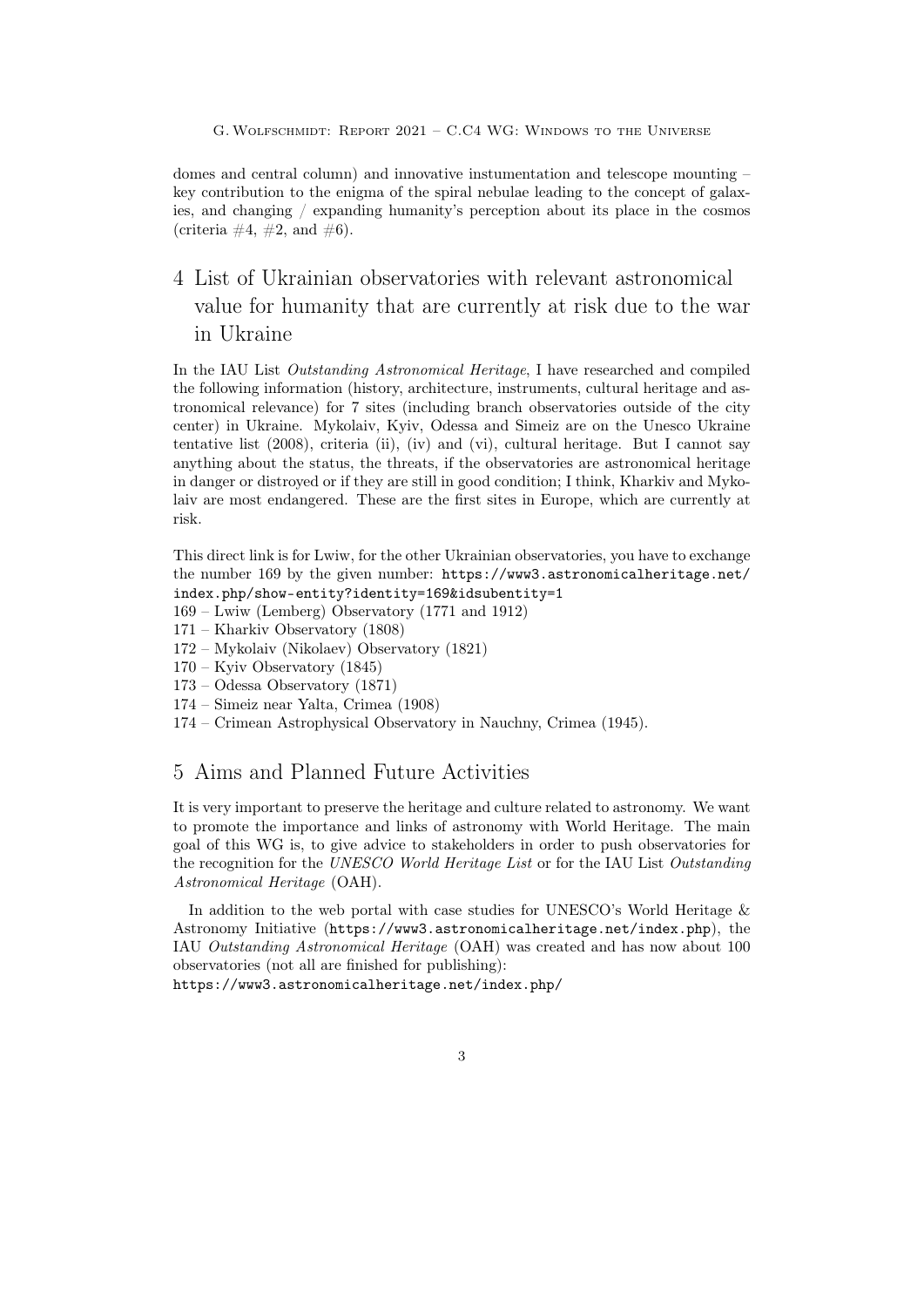domes and central column) and innovative instumentation and telescope mounting – key contribution to the enigma of the spiral nebulae leading to the concept of galaxies, and changing / expanding humanity's perception about its place in the cosmos (criteria #4, #2, and #6).

# 4 List of Ukrainian observatories with relevant astronomical value for humanity that are currently at risk due to the war in Ukraine

In the IAU List *Outstanding Astronomical Heritage*, I have researched and compiled the following information (history, architecture, instruments, cultural heritage and astronomical relevance) for 7 sites (including branch observatories outside of the city center) in Ukraine. Mykolaiv, Kyiv, Odessa and Simeiz are on the Unesco Ukraine tentative list (2008), criteria (ii), (iv) and (vi), cultural heritage. But I cannot say anything about the status, the threats, if the observatories are astronomical heritage in danger or distroyed or if they are still in good condition; I think, Kharkiv and Mykolaiv are most endangered. These are the first sites in Europe, which are currently at risk.

This direct link is for Lwiw, for the other Ukrainian observatories, you have to exchange the number 169 by the given number: `https://www3.astronomicalheritage.net/index.php/show-entity?identity=169&idsubentity=1`

169 – Lwiw (Lemberg) Observatory (1771 and 1912)
171 – Kharkiv Observatory (1808)
172 – Mykolaiv (Nikolaev) Observatory (1821)
170 – Kyiv Observatory (1845)
173 – Odessa Observatory (1871)
174 – Simeiz near Yalta, Crimea (1908)
174 – Crimean Astrophysical Observatory in Nauchny, Crimea (1945).

# 5 Aims and Planned Future Activities

It is very important to preserve the heritage and culture related to astronomy. We want to promote the importance and links of astronomy with World Heritage. The main goal of this WG is, to give advice to stakeholders in order to push observatories for the recognition for the *UNESCO World Heritage List* or for the IAU List *Outstanding Astronomical Heritage* (OAH).

In addition to the web portal with case studies for UNESCO's World Heritage & Astronomy Initiative (`https://www3.astronomicalheritage.net/index.php`), the IAU *Outstanding Astronomical Heritage* (OAH) was created and has now about 100 observatories (not all are finished for publishing):
`https://www3.astronomicalheritage.net/index.php/`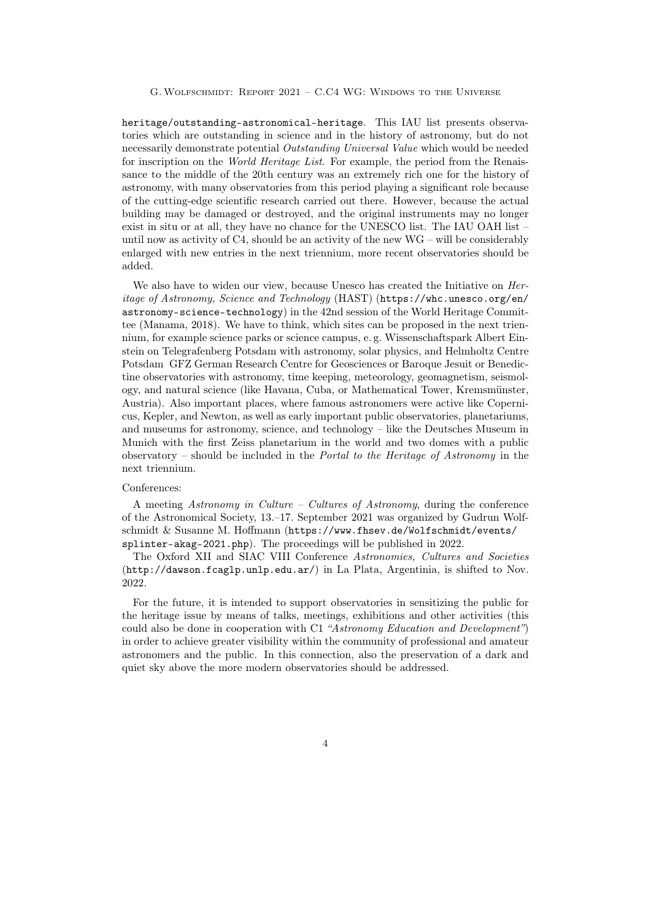heritage/outstanding-astronomical-heritage. This IAU list presents observatories which are outstanding in science and in the history of astronomy, but do not necessarily demonstrate potential *Outstanding Universal Value* which would be needed for inscription on the *World Heritage List*. For example, the period from the Renaissance to the middle of the 20th century was an extremely rich one for the history of astronomy, with many observatories from this period playing a significant role because of the cutting-edge scientific research carried out there. However, because the actual building may be damaged or destroyed, and the original instruments may no longer exist in situ or at all, they have no chance for the UNESCO list. The IAU OAH list – until now as activity of C4, should be an activity of the new WG – will be considerably enlarged with new entries in the next triennium, more recent observatories should be added.

We also have to widen our view, because Unesco has created the Initiative on *Heritage of Astronomy, Science and Technology* (HAST) (https://whc.unesco.org/en/astronomy-science-technology) in the 42nd session of the World Heritage Committee (Manama, 2018). We have to think, which sites can be proposed in the next triennium, for example science parks or science campus, e. g. Wissenschaftspark Albert Einstein on Telegrafenberg Potsdam with astronomy, solar physics, and Helmholtz Centre Potsdam GFZ German Research Centre for Geosciences or Baroque Jesuit or Benedictine observatories with astronomy, time keeping, meteorology, geomagnetism, seismology, and natural science (like Havana, Cuba, or Mathematical Tower, Kremsmünster, Austria). Also important places, where famous astronomers were active like Copernicus, Kepler, and Newton, as well as early important public observatories, planetariums, and museums for astronomy, science, and technology – like the Deutsches Museum in Munich with the first Zeiss planetarium in the world and two domes with a public observatory – should be included in the *Portal to the Heritage of Astronomy* in the next triennium.

Conferences:

A meeting *Astronomy in Culture – Cultures of Astronomy*, during the conference of the Astronomical Society, 13.–17. September 2021 was organized by Gudrun Wolfschmidt & Susanne M. Hoffmann (https://www.fhsev.de/Wolfschmidt/events/splinter-akag-2021.php). The proceedings will be published in 2022.

The Oxford XII and SIAC VIII Conference *Astronomies, Cultures and Societies* (http://dawson.fcaglp.unlp.edu.ar/) in La Plata, Argentinia, is shifted to Nov. 2022.

For the future, it is intended to support observatories in sensitizing the public for the heritage issue by means of talks, meetings, exhibitions and other activities (this could also be done in cooperation with C1 *"Astronomy Education and Development"*) in order to achieve greater visibility within the community of professional and amateur astronomers and the public. In this connection, also the preservation of a dark and quiet sky above the more modern observatories should be addressed.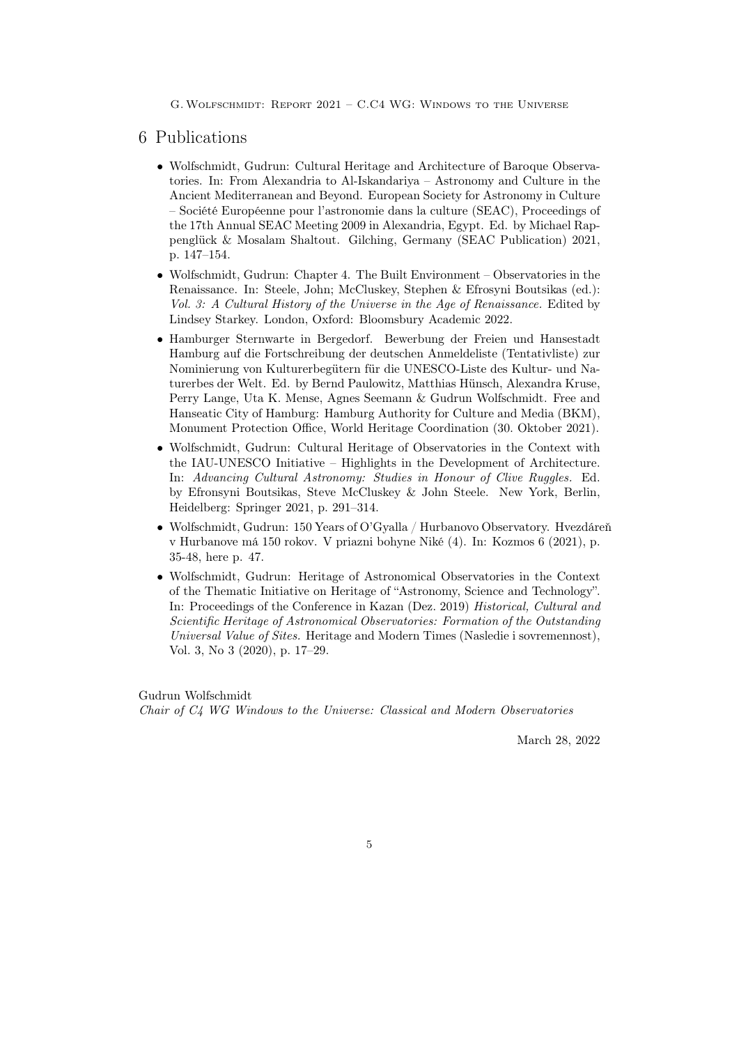# 6 Publications

- Wolfschmidt, Gudrun: Cultural Heritage and Architecture of Baroque Observatories. In: From Alexandria to Al-Iskandariya – Astronomy and Culture in the Ancient Mediterranean and Beyond. European Society for Astronomy in Culture – Société Européenne pour l'astronomie dans la culture (SEAC), Proceedings of the 17th Annual SEAC Meeting 2009 in Alexandria, Egypt. Ed. by Michael Rappenglück & Mosalam Shaltout. Gilching, Germany (SEAC Publication) 2021, p. 147–154.
- Wolfschmidt, Gudrun: Chapter 4. The Built Environment – Observatories in the Renaissance. In: Steele, John; McCluskey, Stephen & Efrosyni Boutsikas (ed.): *Vol. 3: A Cultural History of the Universe in the Age of Renaissance.* Edited by Lindsey Starkey. London, Oxford: Bloomsbury Academic 2022.
- Hamburger Sternwarte in Bergedorf. Bewerbung der Freien und Hansestadt Hamburg auf die Fortschreibung der deutschen Anmeldeliste (Tentativliste) zur Nominierung von Kulturerbegütern für die UNESCO-Liste des Kultur- und Naturerbes der Welt. Ed. by Bernd Paulowitz, Matthias Hünsch, Alexandra Kruse, Perry Lange, Uta K. Mense, Agnes Seemann & Gudrun Wolfschmidt. Free and Hanseatic City of Hamburg: Hamburg Authority for Culture and Media (BKM), Monument Protection Office, World Heritage Coordination (30. Oktober 2021).
- Wolfschmidt, Gudrun: Cultural Heritage of Observatories in the Context with the IAU-UNESCO Initiative – Highlights in the Development of Architecture. In: *Advancing Cultural Astronomy: Studies in Honour of Clive Ruggles.* Ed. by Efronsyni Boutsikas, Steve McCluskey & John Steele. New York, Berlin, Heidelberg: Springer 2021, p. 291–314.
- Wolfschmidt, Gudrun: 150 Years of O'Gyalla / Hurbanovo Observatory. Hvezdáreň v Hurbanove má 150 rokov. V priazni bohyne Niké (4). In: Kozmos 6 (2021), p. 35-48, here p. 47.
- Wolfschmidt, Gudrun: Heritage of Astronomical Observatories in the Context of the Thematic Initiative on Heritage of "Astronomy, Science and Technology". In: Proceedings of the Conference in Kazan (Dez. 2019) *Historical, Cultural and Scientific Heritage of Astronomical Observatories: Formation of the Outstanding Universal Value of Sites.* Heritage and Modern Times (Nasledie i sovremennost), Vol. 3, No 3 (2020), p. 17–29.

Gudrun Wolfschmidt
*Chair of C4 WG Windows to the Universe: Classical and Modern Observatories*

March 28, 2022